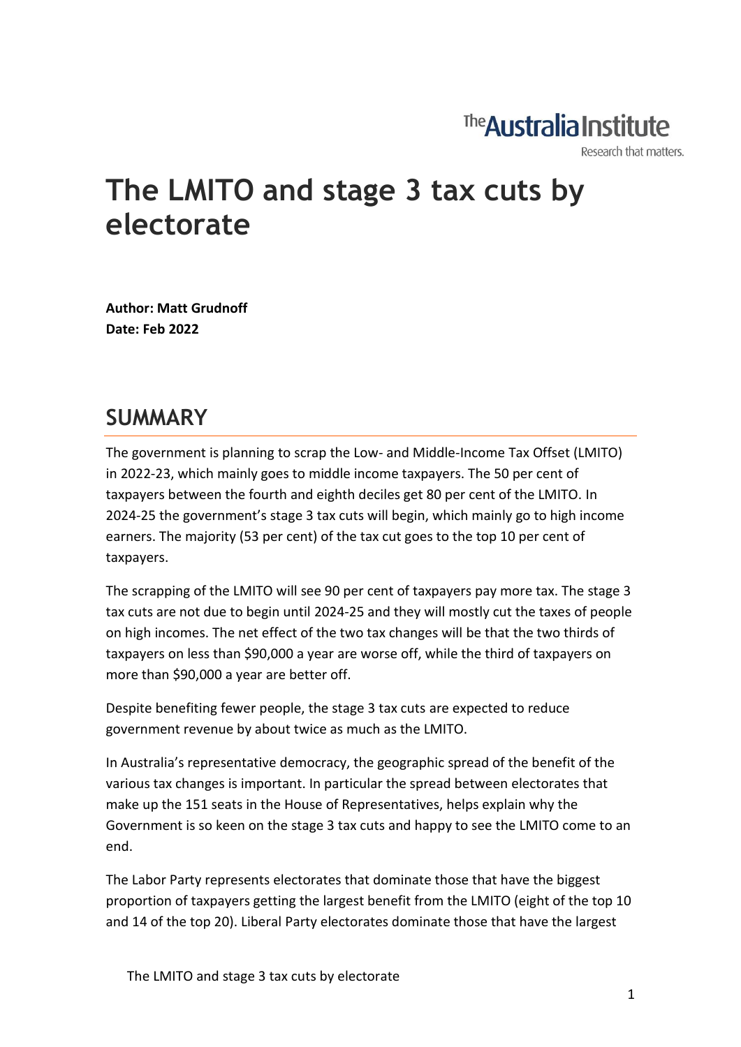# The LMITO and stage 3 tax cuts by electorate

**Author: Matt Grudnoff**
**Date: Feb 2022**

## SUMMARY

The government is planning to scrap the Low- and Middle-Income Tax Offset (LMITO) in 2022-23, which mainly goes to middle income taxpayers. The 50 per cent of taxpayers between the fourth and eighth deciles get 80 per cent of the LMITO. In 2024-25 the government's stage 3 tax cuts will begin, which mainly go to high income earners. The majority (53 per cent) of the tax cut goes to the top 10 per cent of taxpayers.

The scrapping of the LMITO will see 90 per cent of taxpayers pay more tax. The stage 3 tax cuts are not due to begin until 2024-25 and they will mostly cut the taxes of people on high incomes. The net effect of the two tax changes will be that the two thirds of taxpayers on less than $90,000 a year are worse off, while the third of taxpayers on more than $90,000 a year are better off.

Despite benefiting fewer people, the stage 3 tax cuts are expected to reduce government revenue by about twice as much as the LMITO.

In Australia's representative democracy, the geographic spread of the benefit of the various tax changes is important. In particular the spread between electorates that make up the 151 seats in the House of Representatives, helps explain why the Government is so keen on the stage 3 tax cuts and happy to see the LMITO come to an end.

The Labor Party represents electorates that dominate those that have the biggest proportion of taxpayers getting the largest benefit from the LMITO (eight of the top 10 and 14 of the top 20). Liberal Party electorates dominate those that have the largest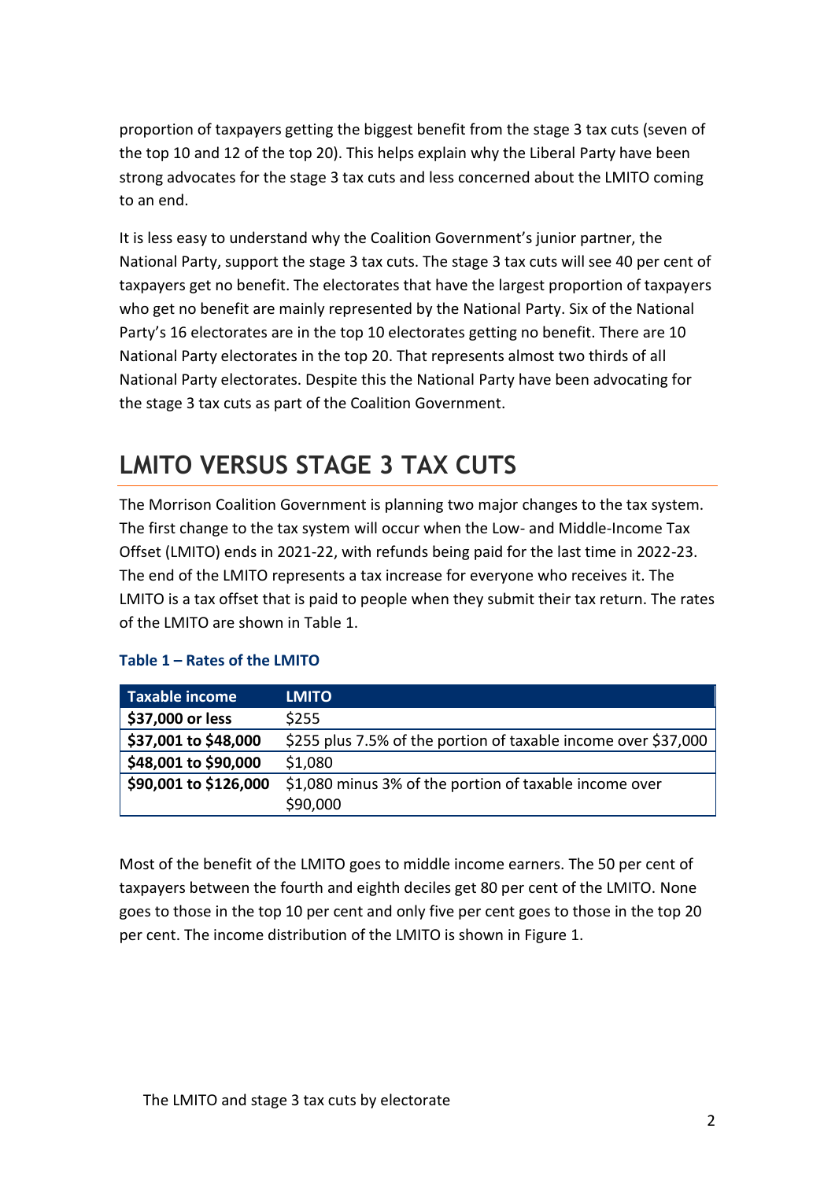proportion of taxpayers getting the biggest benefit from the stage 3 tax cuts (seven of the top 10 and 12 of the top 20). This helps explain why the Liberal Party have been strong advocates for the stage 3 tax cuts and less concerned about the LMITO coming to an end.

It is less easy to understand why the Coalition Government's junior partner, the National Party, support the stage 3 tax cuts. The stage 3 tax cuts will see 40 per cent of taxpayers get no benefit. The electorates that have the largest proportion of taxpayers who get no benefit are mainly represented by the National Party. Six of the National Party's 16 electorates are in the top 10 electorates getting no benefit. There are 10 National Party electorates in the top 20. That represents almost two thirds of all National Party electorates. Despite this the National Party have been advocating for the stage 3 tax cuts as part of the Coalition Government.

## LMITO VERSUS STAGE 3 TAX CUTS

The Morrison Coalition Government is planning two major changes to the tax system. The first change to the tax system will occur when the Low- and Middle-Income Tax Offset (LMITO) ends in 2021-22, with refunds being paid for the last time in 2022-23. The end of the LMITO represents a tax increase for everyone who receives it. The LMITO is a tax offset that is paid to people when they submit their tax return. The rates of the LMITO are shown in Table 1.

**Table 1 – Rates of the LMITO**

| Taxable income | LMITO |
|---|---|
| **$37,000 or less** | $255 |
| **$37,001 to $48,000** | $255 plus 7.5% of the portion of taxable income over $37,000 |
| **$48,001 to $90,000** | $1,080 |
| **$90,001 to $126,000** | $1,080 minus 3% of the portion of taxable income over $90,000 |

Most of the benefit of the LMITO goes to middle income earners. The 50 per cent of taxpayers between the fourth and eighth deciles get 80 per cent of the LMITO. None goes to those in the top 10 per cent and only five per cent goes to those in the top 20 per cent. The income distribution of the LMITO is shown in Figure 1.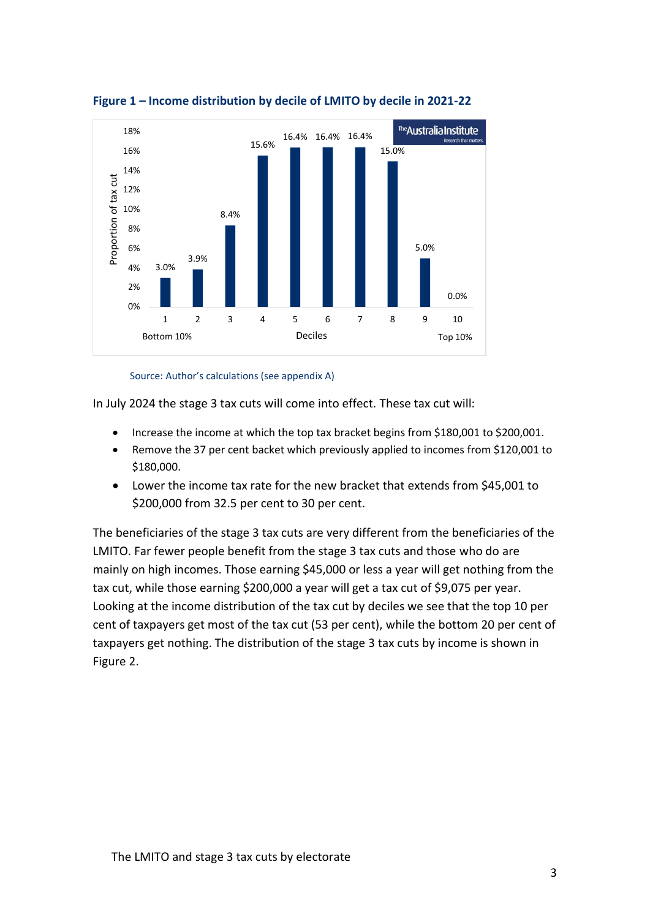**Figure 1 – Income distribution by decile of LMITO by decile in 2021-22**

| Deciles | Proportion of tax cut |
|---|---|
| 1 (Bottom 10%) | 3.0% |
| 2 | 3.9% |
| 3 | 8.4% |
| 4 | 15.6% |
| 5 | 16.4% |
| 6 | 16.4% |
| 7 | 16.4% |
| 8 | 15.0% |
| 9 | 5.0% |
| 10 (Top 10%) | 0.0% |

Source: Author's calculations (see appendix A)

In July 2024 the stage 3 tax cuts will come into effect. These tax cut will:

- Increase the income at which the top tax bracket begins from $180,001 to $200,001.
- Remove the 37 per cent backet which previously applied to incomes from $120,001 to $180,000.
- Lower the income tax rate for the new bracket that extends from $45,001 to $200,000 from 32.5 per cent to 30 per cent.

The beneficiaries of the stage 3 tax cuts are very different from the beneficiaries of the LMITO. Far fewer people benefit from the stage 3 tax cuts and those who do are mainly on high incomes. Those earning $45,000 or less a year will get nothing from the tax cut, while those earning $200,000 a year will get a tax cut of $9,075 per year. Looking at the income distribution of the tax cut by deciles we see that the top 10 per cent of taxpayers get most of the tax cut (53 per cent), while the bottom 20 per cent of taxpayers get nothing. The distribution of the stage 3 tax cuts by income is shown in Figure 2.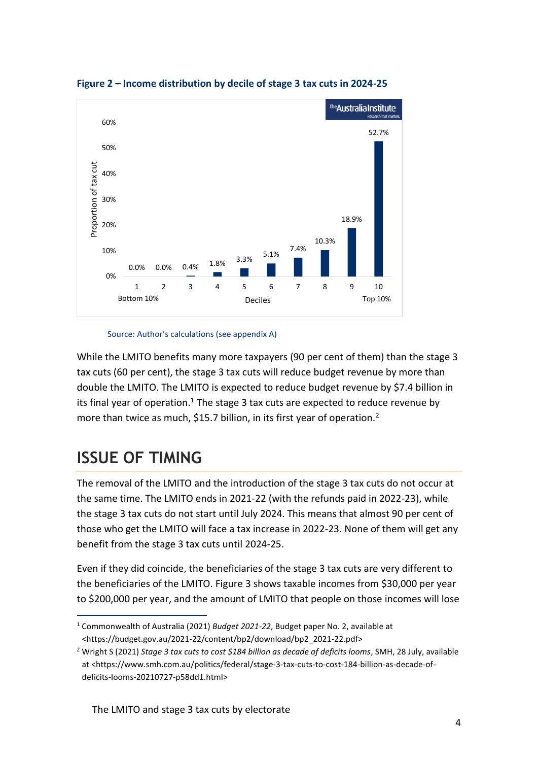**Figure 2 – Income distribution by decile of stage 3 tax cuts in 2024-25**

| Decile | Proportion of tax cut |
|---|---|
| 1 (Bottom 10%) | 0.0% |
| 2 | 0.0% |
| 3 | 0.4% |
| 4 | 1.8% |
| 5 | 3.3% |
| 6 | 5.1% |
| 7 | 7.4% |
| 8 | 10.3% |
| 9 | 18.9% |
| 10 (Top 10%) | 52.7% |

Source: Author's calculations (see appendix A)

While the LMITO benefits many more taxpayers (90 per cent of them) than the stage 3 tax cuts (60 per cent), the stage 3 tax cuts will reduce budget revenue by more than double the LMITO. The LMITO is expected to reduce budget revenue by $7.4 billion in its final year of operation.[1] The stage 3 tax cuts are expected to reduce revenue by more than twice as much, $15.7 billion, in its first year of operation.[2]

## ISSUE OF TIMING

The removal of the LMITO and the introduction of the stage 3 tax cuts do not occur at the same time. The LMITO ends in 2021-22 (with the refunds paid in 2022-23), while the stage 3 tax cuts do not start until July 2024. This means that almost 90 per cent of those who get the LMITO will face a tax increase in 2022-23. None of them will get any benefit from the stage 3 tax cuts until 2024-25.

Even if they did coincide, the beneficiaries of the stage 3 tax cuts are very different to the beneficiaries of the LMITO. Figure 3 shows taxable incomes from $30,000 per year to $200,000 per year, and the amount of LMITO that people on those incomes will lose

---

[1] Commonwealth of Australia (2021) *Budget 2021-22*, Budget paper No. 2, available at <https://budget.gov.au/2021-22/content/bp2/download/bp2_2021-22.pdf>

[2] Wright S (2021) *Stage 3 tax cuts to cost $184 billion as decade of deficits looms*, SMH, 28 July, available at <https://www.smh.com.au/politics/federal/stage-3-tax-cuts-to-cost-184-billion-as-decade-of-deficits-looms-20210727-p58dd1.html>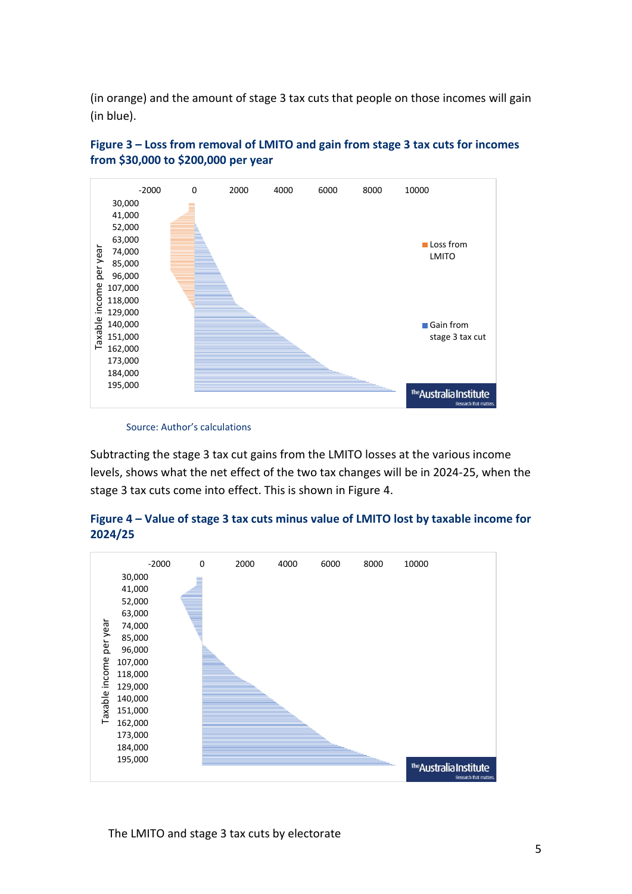(in orange) and the amount of stage 3 tax cuts that people on those incomes will gain (in blue).

**Figure 3 – Loss from removal of LMITO and gain from stage 3 tax cuts for incomes from $30,000 to $200,000 per year**

Source: Author's calculations

Subtracting the stage 3 tax cut gains from the LMITO losses at the various income levels, shows what the net effect of the two tax changes will be in 2024-25, when the stage 3 tax cuts come into effect. This is shown in Figure 4.

**Figure 4 – Value of stage 3 tax cuts minus value of LMITO lost by taxable income for 2024/25**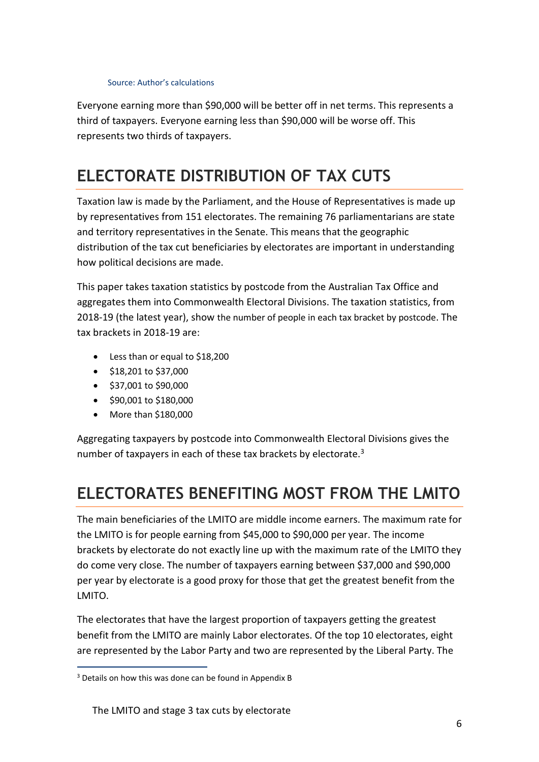Source: Author's calculations

Everyone earning more than $90,000 will be better off in net terms. This represents a third of taxpayers. Everyone earning less than $90,000 will be worse off. This represents two thirds of taxpayers.

## ELECTORATE DISTRIBUTION OF TAX CUTS

Taxation law is made by the Parliament, and the House of Representatives is made up by representatives from 151 electorates. The remaining 76 parliamentarians are state and territory representatives in the Senate. This means that the geographic distribution of the tax cut beneficiaries by electorates are important in understanding how political decisions are made.

This paper takes taxation statistics by postcode from the Australian Tax Office and aggregates them into Commonwealth Electoral Divisions. The taxation statistics, from 2018-19 (the latest year), show the number of people in each tax bracket by postcode. The tax brackets in 2018-19 are:

- Less than or equal to $18,200
- $18,201 to $37,000
- $37,001 to $90,000
- $90,001 to $180,000
- More than $180,000

Aggregating taxpayers by postcode into Commonwealth Electoral Divisions gives the number of taxpayers in each of these tax brackets by electorate.[3]

## ELECTORATES BENEFITING MOST FROM THE LMITO

The main beneficiaries of the LMITO are middle income earners. The maximum rate for the LMITO is for people earning from $45,000 to $90,000 per year. The income brackets by electorate do not exactly line up with the maximum rate of the LMITO they do come very close. The number of taxpayers earning between $37,000 and $90,000 per year by electorate is a good proxy for those that get the greatest benefit from the LMITO.

The electorates that have the largest proportion of taxpayers getting the greatest benefit from the LMITO are mainly Labor electorates. Of the top 10 electorates, eight are represented by the Labor Party and two are represented by the Liberal Party. The

[3] Details on how this was done can be found in Appendix B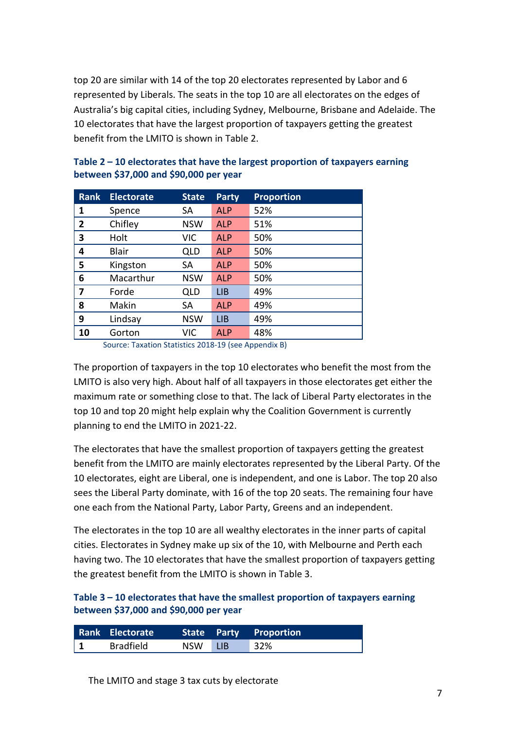top 20 are similar with 14 of the top 20 electorates represented by Labor and 6 represented by Liberals. The seats in the top 10 are all electorates on the edges of Australia's big capital cities, including Sydney, Melbourne, Brisbane and Adelaide. The 10 electorates that have the largest proportion of taxpayers getting the greatest benefit from the LMITO is shown in Table 2.

**Table 2 – 10 electorates that have the largest proportion of taxpayers earning between $37,000 and $90,000 per year**

| Rank | Electorate | State | Party | Proportion |
|---|---|---|---|---|
| 1 | Spence | SA | ALP | 52% |
| 2 | Chifley | NSW | ALP | 51% |
| 3 | Holt | VIC | ALP | 50% |
| 4 | Blair | QLD | ALP | 50% |
| 5 | Kingston | SA | ALP | 50% |
| 6 | Macarthur | NSW | ALP | 50% |
| 7 | Forde | QLD | LIB | 49% |
| 8 | Makin | SA | ALP | 49% |
| 9 | Lindsay | NSW | LIB | 49% |
| 10 | Gorton | VIC | ALP | 48% |

Source: Taxation Statistics 2018-19 (see Appendix B)

The proportion of taxpayers in the top 10 electorates who benefit the most from the LMITO is also very high. About half of all taxpayers in those electorates get either the maximum rate or something close to that. The lack of Liberal Party electorates in the top 10 and top 20 might help explain why the Coalition Government is currently planning to end the LMITO in 2021-22.

The electorates that have the smallest proportion of taxpayers getting the greatest benefit from the LMITO are mainly electorates represented by the Liberal Party. Of the 10 electorates, eight are Liberal, one is independent, and one is Labor. The top 20 also sees the Liberal Party dominate, with 16 of the top 20 seats. The remaining four have one each from the National Party, Labor Party, Greens and an independent.

The electorates in the top 10 are all wealthy electorates in the inner parts of capital cities. Electorates in Sydney make up six of the 10, with Melbourne and Perth each having two. The 10 electorates that have the smallest proportion of taxpayers getting the greatest benefit from the LMITO is shown in Table 3.

**Table 3 – 10 electorates that have the smallest proportion of taxpayers earning between $37,000 and $90,000 per year**

| Rank | Electorate | State | Party | Proportion |
|---|---|---|---|---|
| 1 | Bradfield | NSW | LIB | 32% |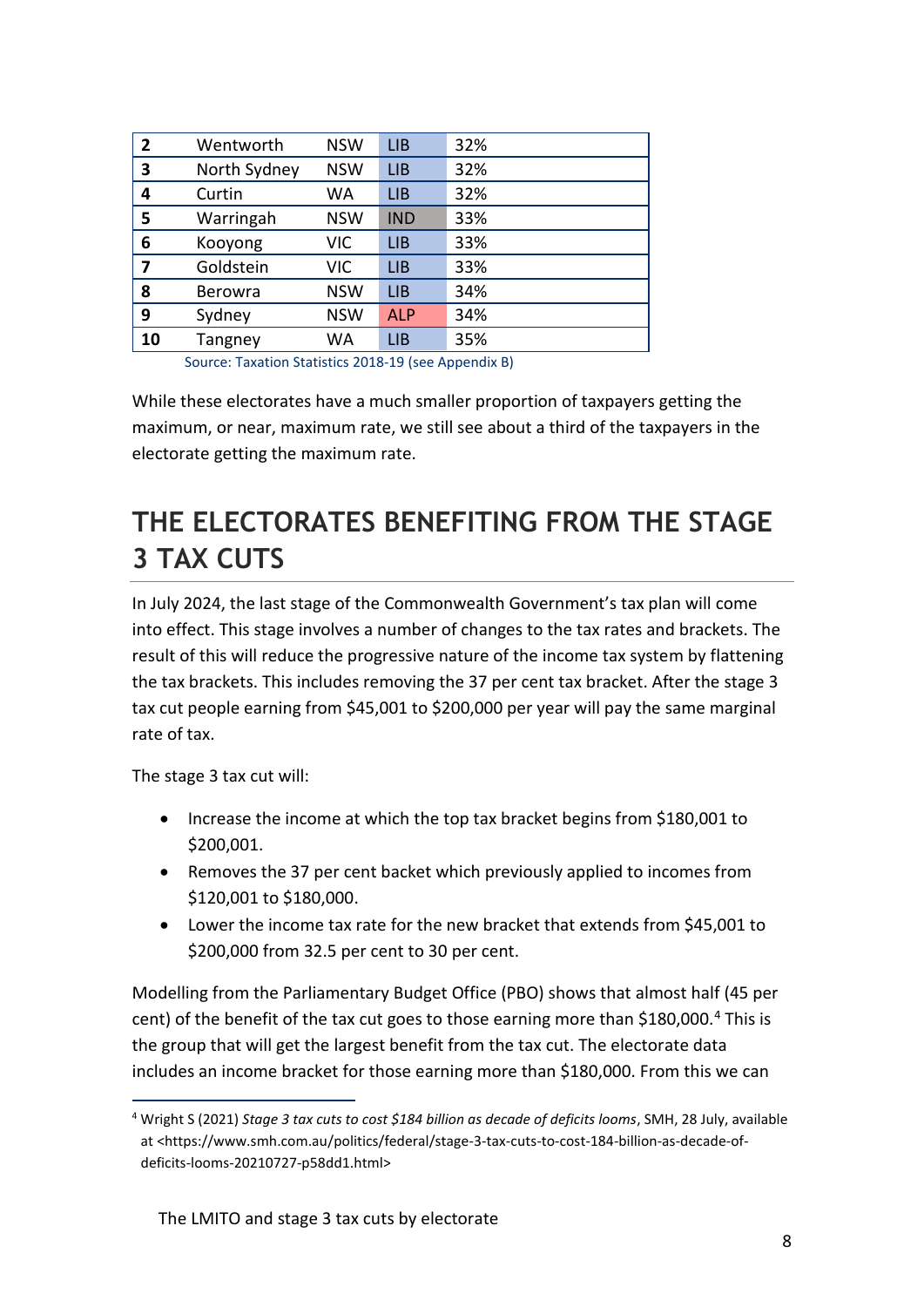| | | | | |
|---|---|---|---|---|
| **2** | Wentworth | NSW | LIB | 32% |
| **3** | North Sydney | NSW | LIB | 32% |
| **4** | Curtin | WA | LIB | 32% |
| **5** | Warringah | NSW | IND | 33% |
| **6** | Kooyong | VIC | LIB | 33% |
| **7** | Goldstein | VIC | LIB | 33% |
| **8** | Berowra | NSW | LIB | 34% |
| **9** | Sydney | NSW | ALP | 34% |
| **10** | Tangney | WA | LIB | 35% |

Source: Taxation Statistics 2018-19 (see Appendix B)

While these electorates have a much smaller proportion of taxpayers getting the maximum, or near, maximum rate, we still see about a third of the taxpayers in the electorate getting the maximum rate.

# THE ELECTORATES BENEFITING FROM THE STAGE 3 TAX CUTS

In July 2024, the last stage of the Commonwealth Government's tax plan will come into effect. This stage involves a number of changes to the tax rates and brackets. The result of this will reduce the progressive nature of the income tax system by flattening the tax brackets. This includes removing the 37 per cent tax bracket. After the stage 3 tax cut people earning from $45,001 to $200,000 per year will pay the same marginal rate of tax.

The stage 3 tax cut will:

- Increase the income at which the top tax bracket begins from $180,001 to $200,001.
- Removes the 37 per cent backet which previously applied to incomes from $120,001 to $180,000.
- Lower the income tax rate for the new bracket that extends from $45,001 to $200,000 from 32.5 per cent to 30 per cent.

Modelling from the Parliamentary Budget Office (PBO) shows that almost half (45 per cent) of the benefit of the tax cut goes to those earning more than $180,000.[4] This is the group that will get the largest benefit from the tax cut. The electorate data includes an income bracket for those earning more than $180,000. From this we can

[4] Wright S (2021) *Stage 3 tax cuts to cost $184 billion as decade of deficits looms*, SMH, 28 July, available at <https://www.smh.com.au/politics/federal/stage-3-tax-cuts-to-cost-184-billion-as-decade-of-deficits-looms-20210727-p58dd1.html>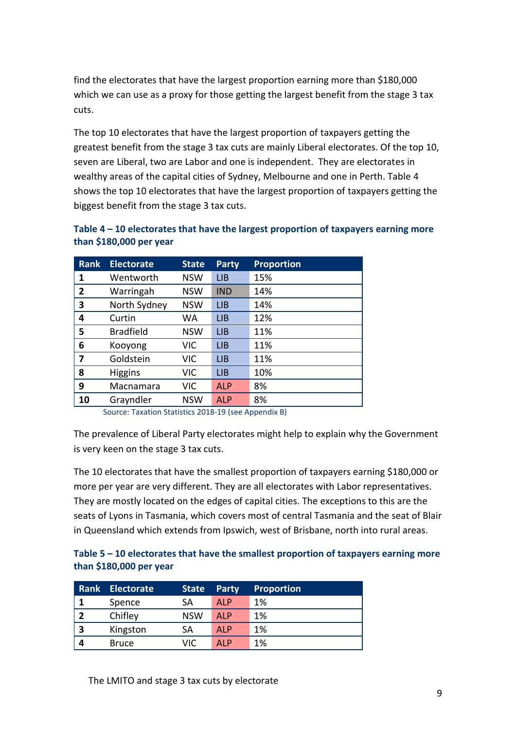find the electorates that have the largest proportion earning more than $180,000 which we can use as a proxy for those getting the largest benefit from the stage 3 tax cuts.

The top 10 electorates that have the largest proportion of taxpayers getting the greatest benefit from the stage 3 tax cuts are mainly Liberal electorates. Of the top 10, seven are Liberal, two are Labor and one is independent. They are electorates in wealthy areas of the capital cities of Sydney, Melbourne and one in Perth. Table 4 shows the top 10 electorates that have the largest proportion of taxpayers getting the biggest benefit from the stage 3 tax cuts.

**Table 4 – 10 electorates that have the largest proportion of taxpayers earning more than $180,000 per year**

| Rank | Electorate | State | Party | Proportion |
|---|---|---|---|---|
| **1** | Wentworth | NSW | LIB | 15% |
| **2** | Warringah | NSW | IND | 14% |
| **3** | North Sydney | NSW | LIB | 14% |
| **4** | Curtin | WA | LIB | 12% |
| **5** | Bradfield | NSW | LIB | 11% |
| **6** | Kooyong | VIC | LIB | 11% |
| **7** | Goldstein | VIC | LIB | 11% |
| **8** | Higgins | VIC | LIB | 10% |
| **9** | Macnamara | VIC | ALP | 8% |
| **10** | Grayndler | NSW | ALP | 8% |

Source: Taxation Statistics 2018-19 (see Appendix B)

The prevalence of Liberal Party electorates might help to explain why the Government is very keen on the stage 3 tax cuts.

The 10 electorates that have the smallest proportion of taxpayers earning $180,000 or more per year are very different. They are all electorates with Labor representatives. They are mostly located on the edges of capital cities. The exceptions to this are the seats of Lyons in Tasmania, which covers most of central Tasmania and the seat of Blair in Queensland which extends from Ipswich, west of Brisbane, north into rural areas.

**Table 5 – 10 electorates that have the smallest proportion of taxpayers earning more than $180,000 per year**

| Rank | Electorate | State | Party | Proportion |
|---|---|---|---|---|
| **1** | Spence | SA | ALP | 1% |
| **2** | Chifley | NSW | ALP | 1% |
| **3** | Kingston | SA | ALP | 1% |
| **4** | Bruce | VIC | ALP | 1% |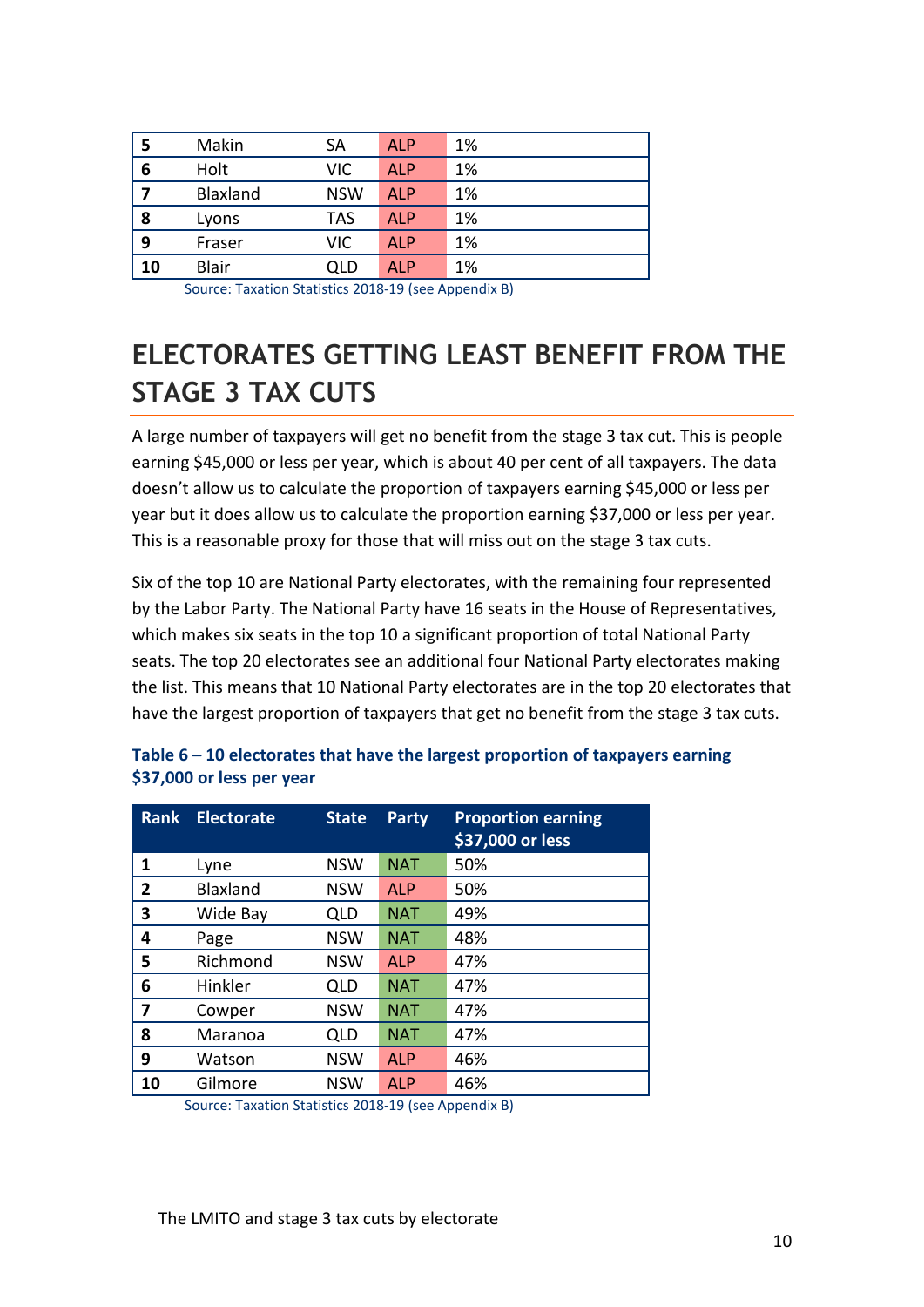| 5 | Makin | SA | ALP | 1% |
|---|---|---|---|---|
| 6 | Holt | VIC | ALP | 1% |
| 7 | Blaxland | NSW | ALP | 1% |
| 8 | Lyons | TAS | ALP | 1% |
| 9 | Fraser | VIC | ALP | 1% |
| 10 | Blair | QLD | ALP | 1% |

Source: Taxation Statistics 2018-19 (see Appendix B)

## ELECTORATES GETTING LEAST BENEFIT FROM THE STAGE 3 TAX CUTS

A large number of taxpayers will get no benefit from the stage 3 tax cut. This is people earning $45,000 or less per year, which is about 40 per cent of all taxpayers. The data doesn't allow us to calculate the proportion of taxpayers earning $45,000 or less per year but it does allow us to calculate the proportion earning $37,000 or less per year. This is a reasonable proxy for those that will miss out on the stage 3 tax cuts.

Six of the top 10 are National Party electorates, with the remaining four represented by the Labor Party. The National Party have 16 seats in the House of Representatives, which makes six seats in the top 10 a significant proportion of total National Party seats. The top 20 electorates see an additional four National Party electorates making the list. This means that 10 National Party electorates are in the top 20 electorates that have the largest proportion of taxpayers that get no benefit from the stage 3 tax cuts.

**Table 6 – 10 electorates that have the largest proportion of taxpayers earning $37,000 or less per year**

| Rank | Electorate | State | Party | Proportion earning $37,000 or less |
|---|---|---|---|---|
| 1 | Lyne | NSW | NAT | 50% |
| 2 | Blaxland | NSW | ALP | 50% |
| 3 | Wide Bay | QLD | NAT | 49% |
| 4 | Page | NSW | NAT | 48% |
| 5 | Richmond | NSW | ALP | 47% |
| 6 | Hinkler | QLD | NAT | 47% |
| 7 | Cowper | NSW | NAT | 47% |
| 8 | Maranoa | QLD | NAT | 47% |
| 9 | Watson | NSW | ALP | 46% |
| 10 | Gilmore | NSW | ALP | 46% |

Source: Taxation Statistics 2018-19 (see Appendix B)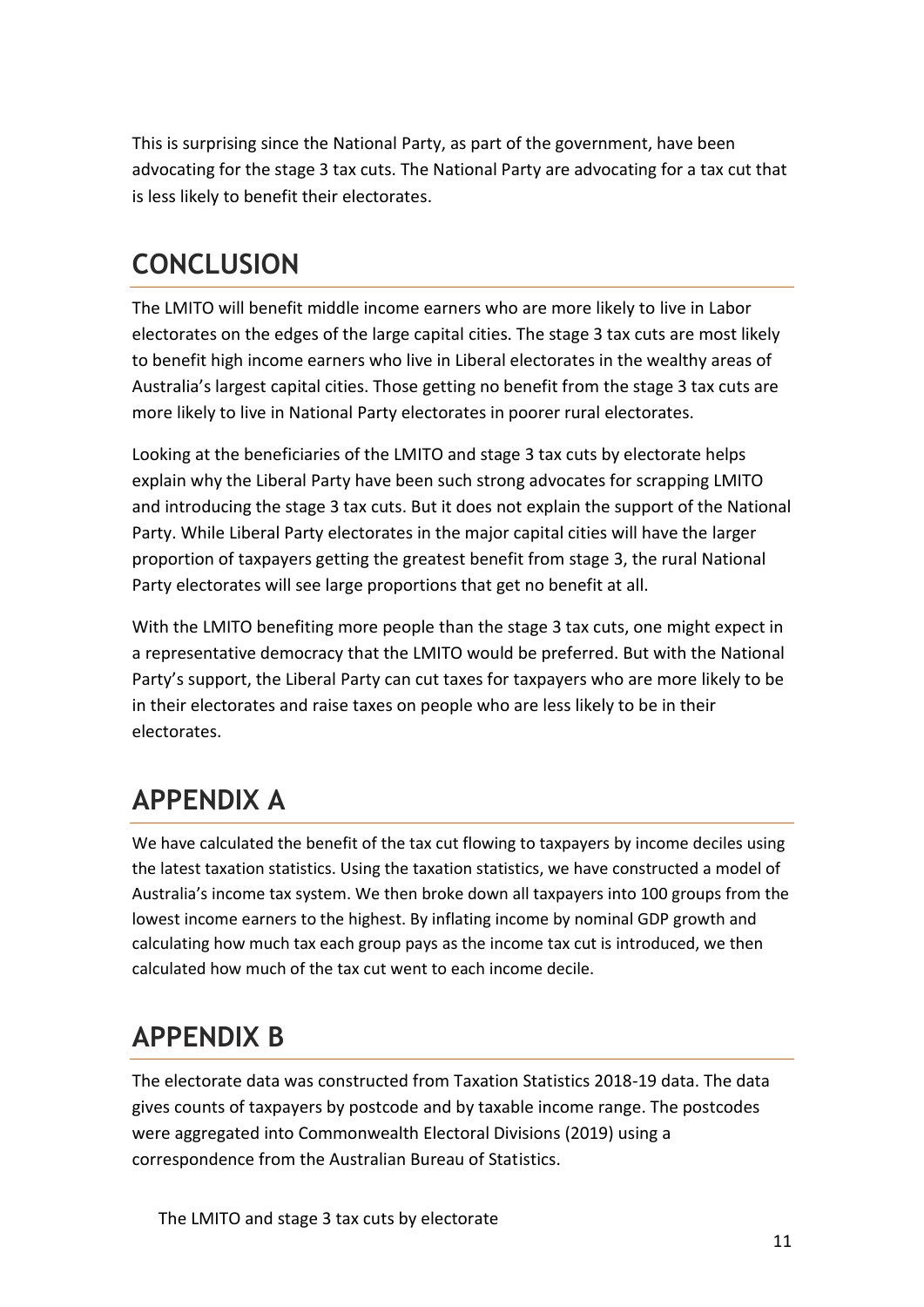This is surprising since the National Party, as part of the government, have been advocating for the stage 3 tax cuts. The National Party are advocating for a tax cut that is less likely to benefit their electorates.

## CONCLUSION

The LMITO will benefit middle income earners who are more likely to live in Labor electorates on the edges of the large capital cities. The stage 3 tax cuts are most likely to benefit high income earners who live in Liberal electorates in the wealthy areas of Australia's largest capital cities. Those getting no benefit from the stage 3 tax cuts are more likely to live in National Party electorates in poorer rural electorates.

Looking at the beneficiaries of the LMITO and stage 3 tax cuts by electorate helps explain why the Liberal Party have been such strong advocates for scrapping LMITO and introducing the stage 3 tax cuts. But it does not explain the support of the National Party. While Liberal Party electorates in the major capital cities will have the larger proportion of taxpayers getting the greatest benefit from stage 3, the rural National Party electorates will see large proportions that get no benefit at all.

With the LMITO benefiting more people than the stage 3 tax cuts, one might expect in a representative democracy that the LMITO would be preferred. But with the National Party's support, the Liberal Party can cut taxes for taxpayers who are more likely to be in their electorates and raise taxes on people who are less likely to be in their electorates.

## APPENDIX A

We have calculated the benefit of the tax cut flowing to taxpayers by income deciles using the latest taxation statistics. Using the taxation statistics, we have constructed a model of Australia's income tax system. We then broke down all taxpayers into 100 groups from the lowest income earners to the highest. By inflating income by nominal GDP growth and calculating how much tax each group pays as the income tax cut is introduced, we then calculated how much of the tax cut went to each income decile.

## APPENDIX B

The electorate data was constructed from Taxation Statistics 2018-19 data. The data gives counts of taxpayers by postcode and by taxable income range. The postcodes were aggregated into Commonwealth Electoral Divisions (2019) using a correspondence from the Australian Bureau of Statistics.